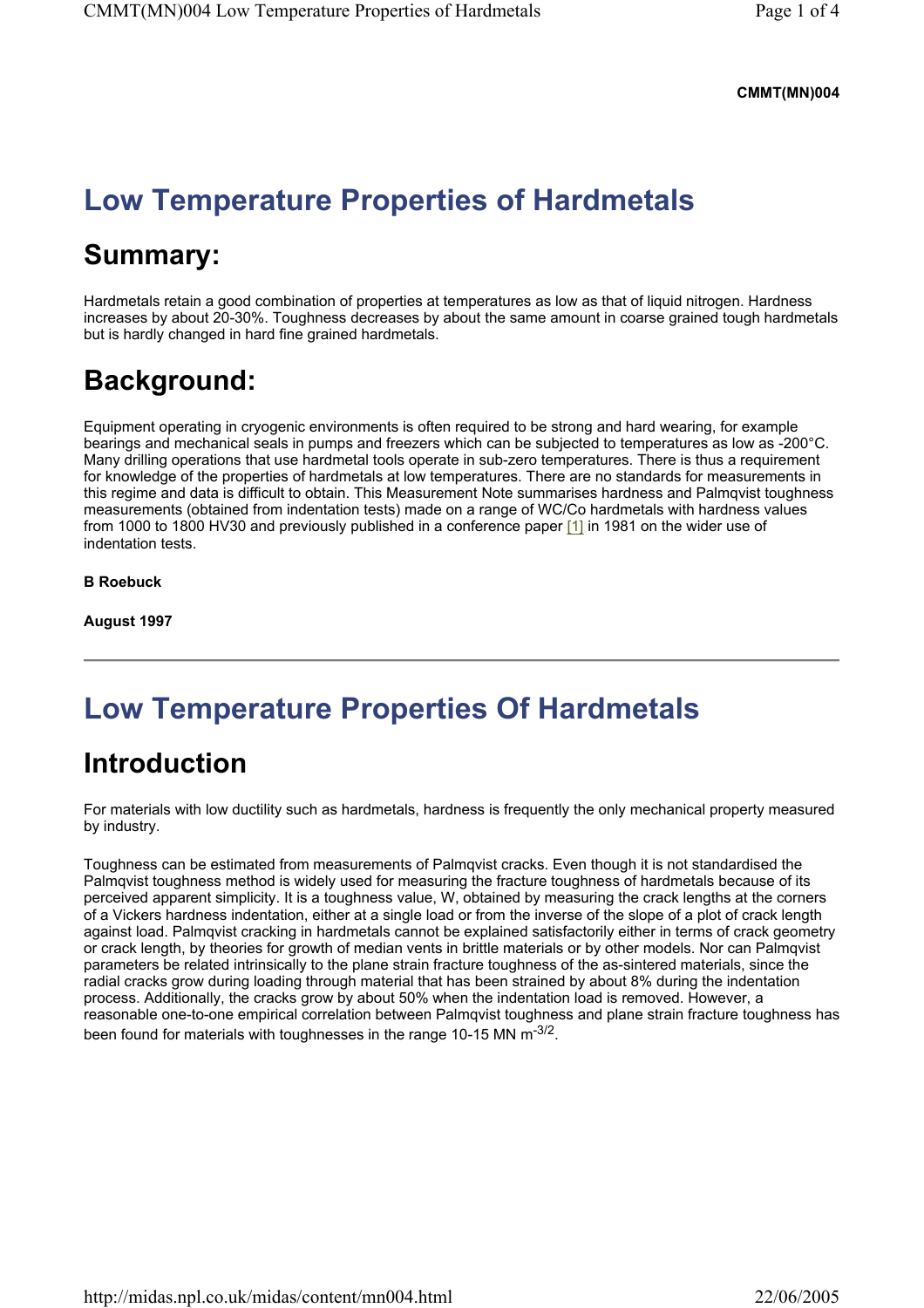**CMMT(MN)004**

# Low Temperature Properties of Hardmetals

## Summary:

Hardmetals retain a good combination of properties at temperatures as low as that of liquid nitrogen. Hardness increases by about 20-30%. Toughness decreases by about the same amount in coarse grained tough hardmetals but is hardly changed in hard fine grained hardmetals.

## Background:

Equipment operating in cryogenic environments is often required to be strong and hard wearing, for example bearings and mechanical seals in pumps and freezers which can be subjected to temperatures as low as -200°C. Many drilling operations that use hardmetal tools operate in sub-zero temperatures. There is thus a requirement for knowledge of the properties of hardmetals at low temperatures. There are no standards for measurements in this regime and data is difficult to obtain. This Measurement Note summarises hardness and Palmqvist toughness measurements (obtained from indentation tests) made on a range of WC/Co hardmetals with hardness values from 1000 to 1800 HV30 and previously published in a conference paper [1] in 1981 on the wider use of indentation tests.

**B Roebuck**

**August 1997**

---

# Low Temperature Properties Of Hardmetals

## Introduction

For materials with low ductility such as hardmetals, hardness is frequently the only mechanical property measured by industry.

Toughness can be estimated from measurements of Palmqvist cracks. Even though it is not standardised the Palmqvist toughness method is widely used for measuring the fracture toughness of hardmetals because of its perceived apparent simplicity. It is a toughness value, W, obtained by measuring the crack lengths at the corners of a Vickers hardness indentation, either at a single load or from the inverse of the slope of a plot of crack length against load. Palmqvist cracking in hardmetals cannot be explained satisfactorily either in terms of crack geometry or crack length, by theories for growth of median vents in brittle materials or by other models. Nor can Palmqvist parameters be related intrinsically to the plane strain fracture toughness of the as-sintered materials, since the radial cracks grow during loading through material that has been strained by about 8% during the indentation process. Additionally, the cracks grow by about 50% when the indentation load is removed. However, a reasonable one-to-one empirical correlation between Palmqvist toughness and plane strain fracture toughness has been found for materials with toughnesses in the range 10-15 MN $m^{-3/2}$.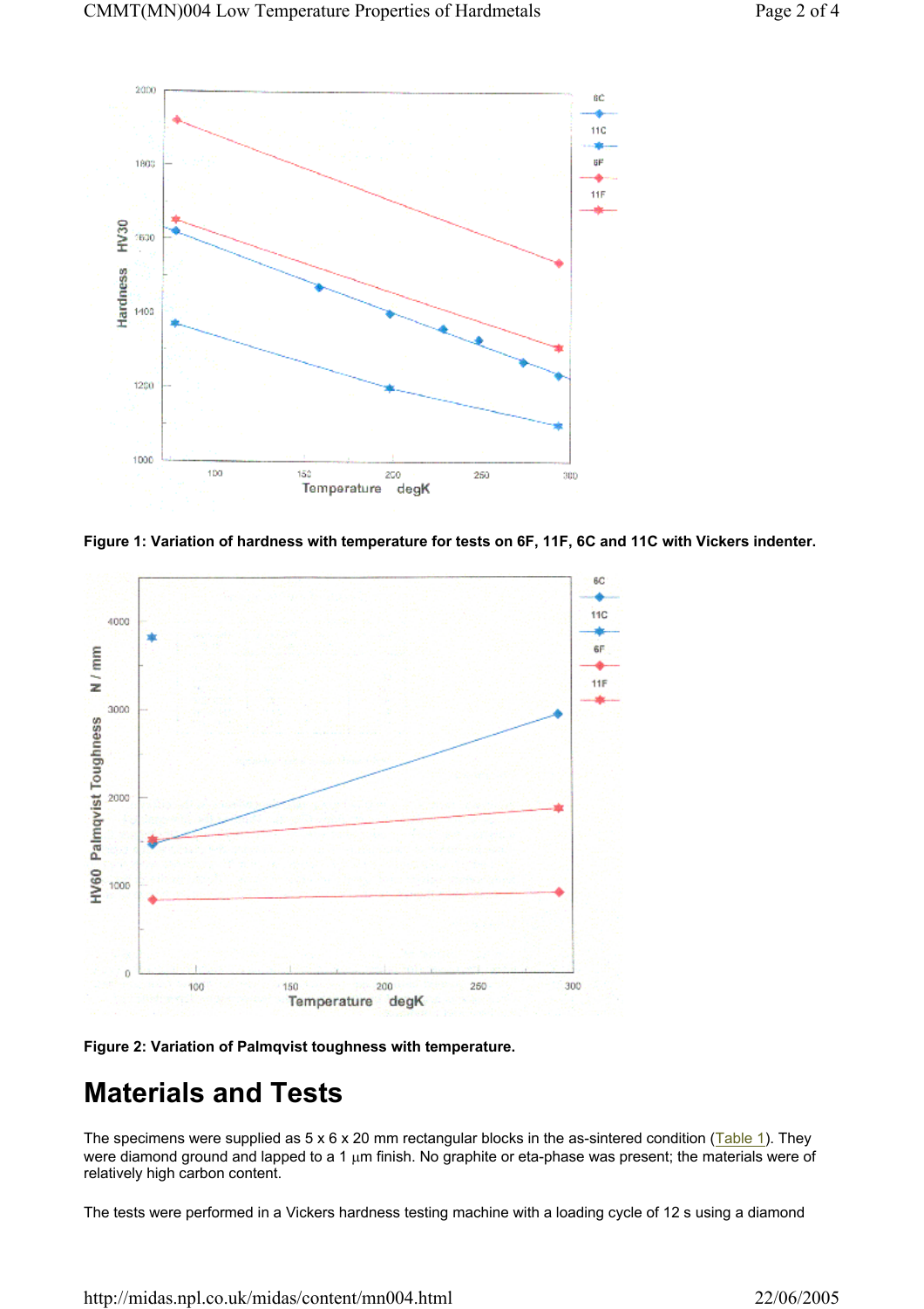Figure 1: Variation of hardness with temperature for tests on 6F, 11F, 6C and 11C with Vickers indenter.

Figure 2: Variation of Palmqvist toughness with temperature.

# Materials and Tests

The specimens were supplied as 5 x 6 x 20 mm rectangular blocks in the as-sintered condition (Table 1). They were diamond ground and lapped to a 1 µm finish. No graphite or eta-phase was present; the materials were of relatively high carbon content.

The tests were performed in a Vickers hardness testing machine with a loading cycle of 12 s using a diamond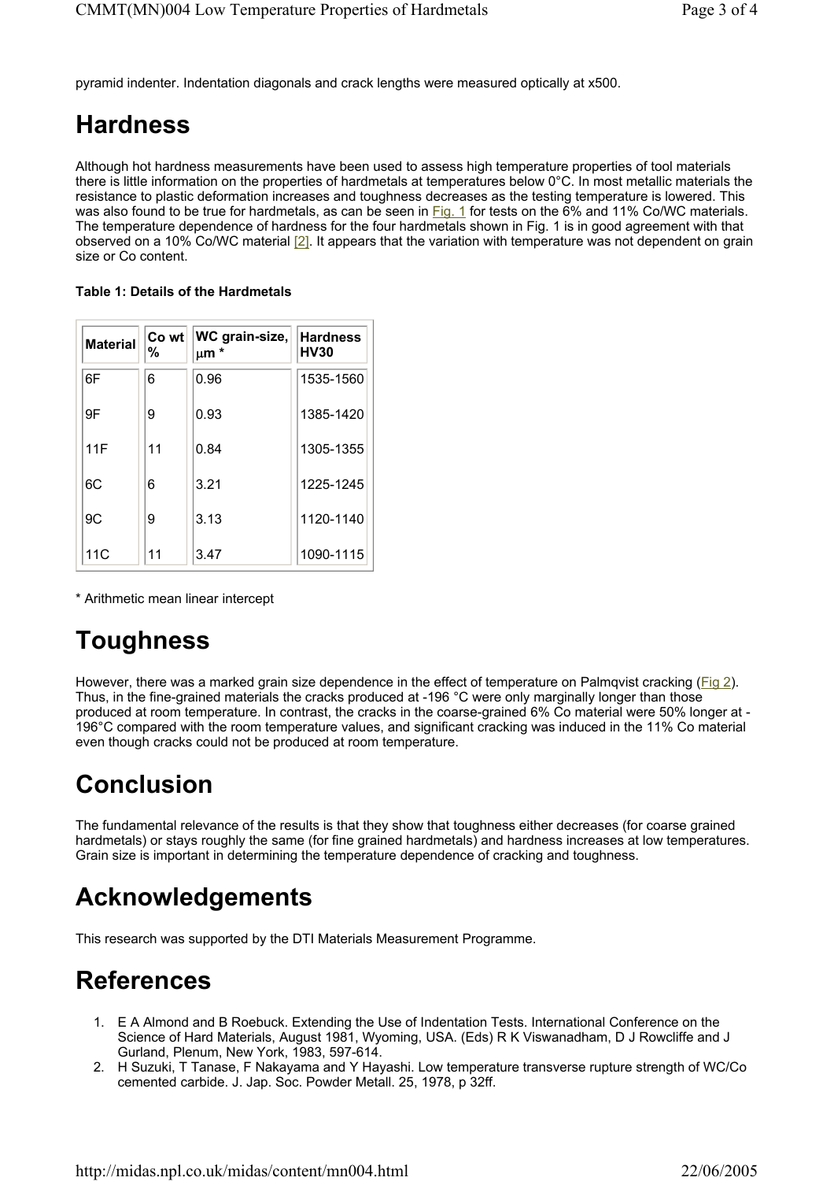pyramid indenter. Indentation diagonals and crack lengths were measured optically at x500.

# Hardness

Although hot hardness measurements have been used to assess high temperature properties of tool materials there is little information on the properties of hardmetals at temperatures below 0°C. In most metallic materials the resistance to plastic deformation increases and toughness decreases as the testing temperature is lowered. This was also found to be true for hardmetals, as can be seen in Fig. 1 for tests on the 6% and 11% Co/WC materials. The temperature dependence of hardness for the four hardmetals shown in Fig. 1 is in good agreement with that observed on a 10% Co/WC material [2]. It appears that the variation with temperature was not dependent on grain size or Co content.

**Table 1: Details of the Hardmetals**

| Material | Co wt % | WC grain-size, μm * | Hardness HV30 |
|---|---|---|---|
| 6F | 6 | 0.96 | 1535-1560 |
| 9F | 9 | 0.93 | 1385-1420 |
| 11F | 11 | 0.84 | 1305-1355 |
| 6C | 6 | 3.21 | 1225-1245 |
| 9C | 9 | 3.13 | 1120-1140 |
| 11C | 11 | 3.47 | 1090-1115 |

\* Arithmetic mean linear intercept

# Toughness

However, there was a marked grain size dependence in the effect of temperature on Palmqvist cracking (Fig 2). Thus, in the fine-grained materials the cracks produced at -196 °C were only marginally longer than those produced at room temperature. In contrast, the cracks in the coarse-grained 6% Co material were 50% longer at -196°C compared with the room temperature values, and significant cracking was induced in the 11% Co material even though cracks could not be produced at room temperature.

# Conclusion

The fundamental relevance of the results is that they show that toughness either decreases (for coarse grained hardmetals) or stays roughly the same (for fine grained hardmetals) and hardness increases at low temperatures. Grain size is important in determining the temperature dependence of cracking and toughness.

# Acknowledgements

This research was supported by the DTI Materials Measurement Programme.

# References

1. E A Almond and B Roebuck. Extending the Use of Indentation Tests. International Conference on the Science of Hard Materials, August 1981, Wyoming, USA. (Eds) R K Viswanadham, D J Rowcliffe and J Gurland, Plenum, New York, 1983, 597-614.
2. H Suzuki, T Tanase, F Nakayama and Y Hayashi. Low temperature transverse rupture strength of WC/Co cemented carbide. J. Jap. Soc. Powder Metall. 25, 1978, p 32ff.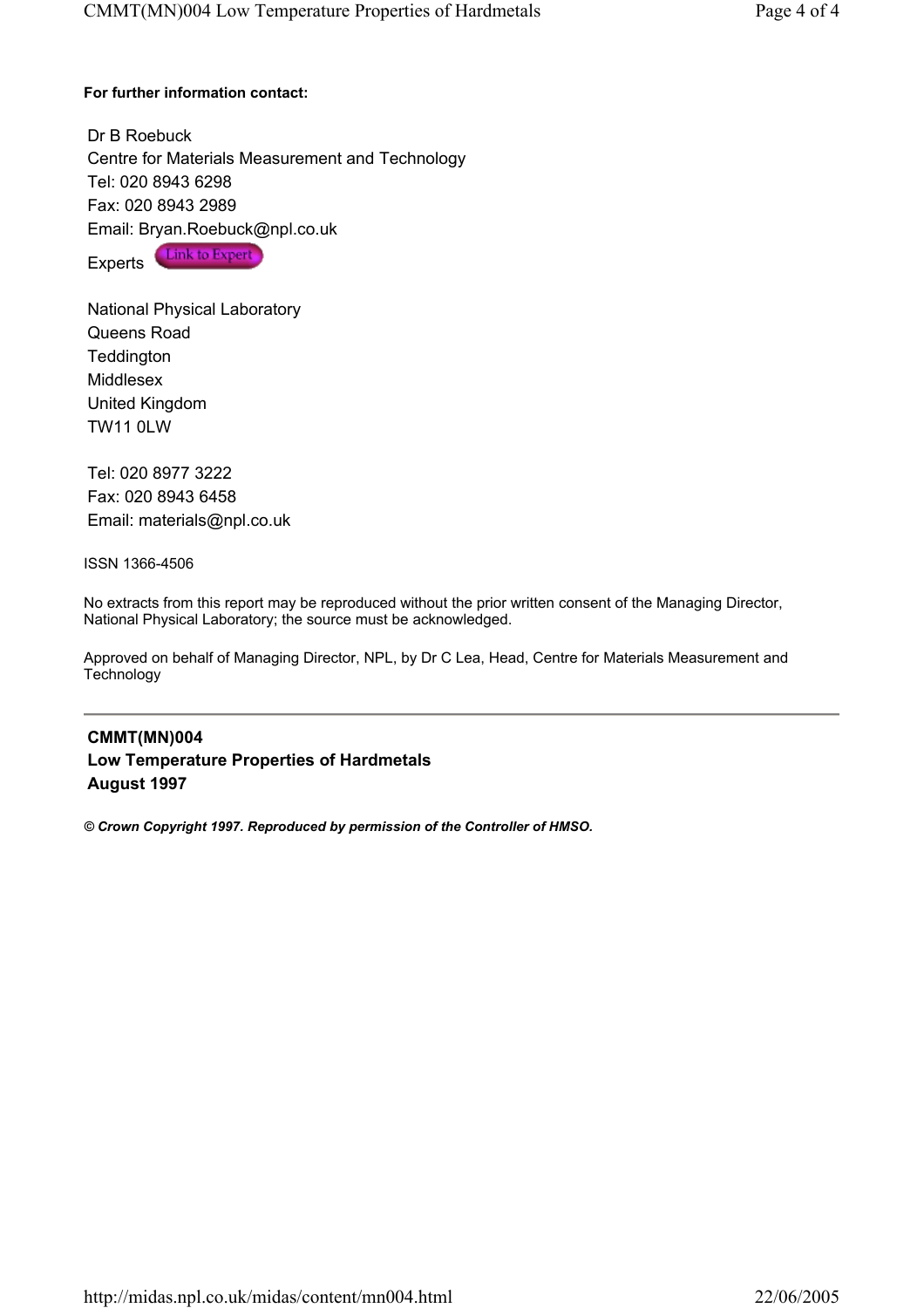**For further information contact:**

Dr B Roebuck
Centre for Materials Measurement and Technology
Tel: 020 8943 6298
Fax: 020 8943 2989
Email: Bryan.Roebuck@npl.co.uk
Experts Link to Expert

National Physical Laboratory
Queens Road
Teddington
Middlesex
United Kingdom
TW11 0LW

Tel: 020 8977 3222
Fax: 020 8943 6458
Email: materials@npl.co.uk

ISSN 1366-4506

No extracts from this report may be reproduced without the prior written consent of the Managing Director, National Physical Laboratory; the source must be acknowledged.

Approved on behalf of Managing Director, NPL, by Dr C Lea, Head, Centre for Materials Measurement and Technology

---

**CMMT(MN)004**
**Low Temperature Properties of Hardmetals**
**August 1997**

***© Crown Copyright 1997. Reproduced by permission of the Controller of HMSO.***